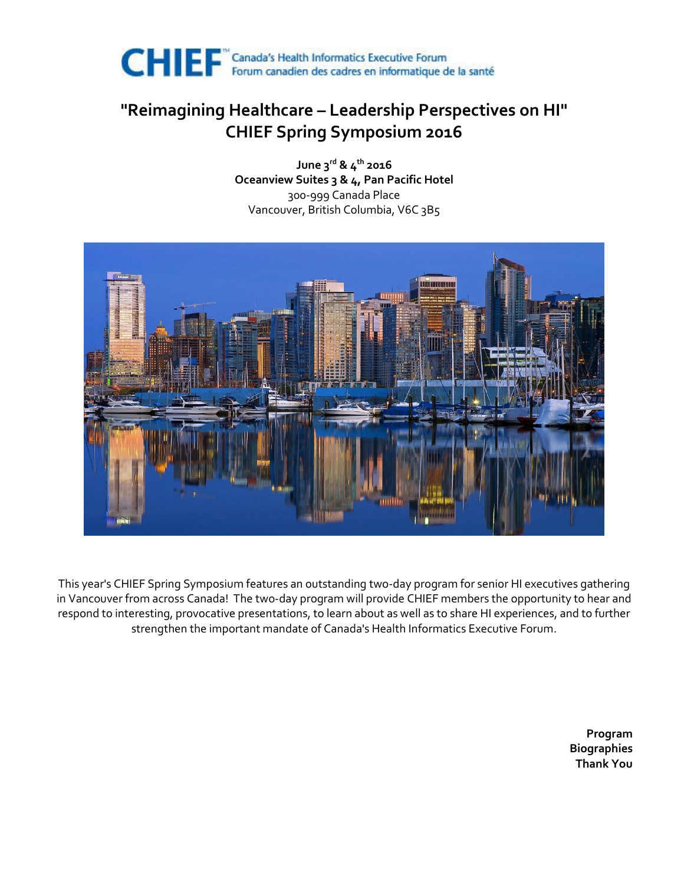**CHIEF™** Canada's Health Informatics Executive Forum
Forum canadien des cadres en informatique de la santé

# "Reimagining Healthcare – Leadership Perspectives on HI"
# CHIEF Spring Symposium 2016

**June 3rd & 4th 2016**
**Oceanview Suites 3 & 4, Pan Pacific Hotel**
300-999 Canada Place
Vancouver, British Columbia, V6C 3B5

This year's CHIEF Spring Symposium features an outstanding two-day program for senior HI executives gathering in Vancouver from across Canada! The two-day program will provide CHIEF members the opportunity to hear and respond to interesting, provocative presentations, to learn about as well as to share HI experiences, and to further strengthen the important mandate of Canada's Health Informatics Executive Forum.

**Program**
**Biographies**
**Thank You**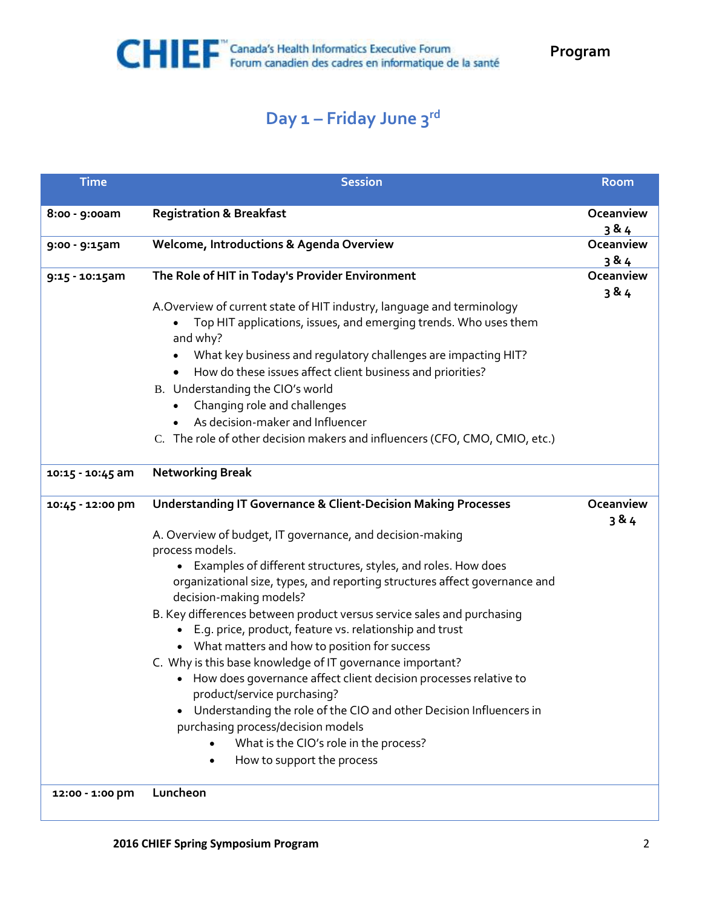# Day 1 – Friday June 3rd

| Time | Session | Room |
|---|---|---|
| 8:00 - 9:00am | **Registration & Breakfast** | Oceanview 3 & 4 |
| 9:00 - 9:15am | **Welcome, Introductions & Agenda Overview** | Oceanview 3 & 4 |
| 9:15 - 10:15am | **The Role of HIT in Today's Provider Environment**<br><br>A. Overview of current state of HIT industry, language and terminology<br>• Top HIT applications, issues, and emerging trends. Who uses them and why?<br>• What key business and regulatory challenges are impacting HIT?<br>• How do these issues affect client business and priorities?<br>B. Understanding the CIO's world<br>• Changing role and challenges<br>• As decision-maker and Influencer<br>C. The role of other decision makers and influencers (CFO, CMO, CMIO, etc.) | Oceanview 3 & 4 |
| 10:15 - 10:45 am | **Networking Break** | |
| 10:45 - 12:00 pm | **Understanding IT Governance & Client-Decision Making Processes**<br><br>A. Overview of budget, IT governance, and decision-making process models.<br>• Examples of different structures, styles, and roles. How does organizational size, types, and reporting structures affect governance and decision-making models?<br>B. Key differences between product versus service sales and purchasing<br>• E.g. price, product, feature vs. relationship and trust<br>• What matters and how to position for success<br>C. Why is this base knowledge of IT governance important?<br>• How does governance affect client decision processes relative to product/service purchasing?<br>• Understanding the role of the CIO and other Decision Influencers in purchasing process/decision models<br>  • What is the CIO's role in the process?<br>  • How to support the process | Oceanview 3 & 4 |
| 12:00 - 1:00 pm | **Luncheon** | |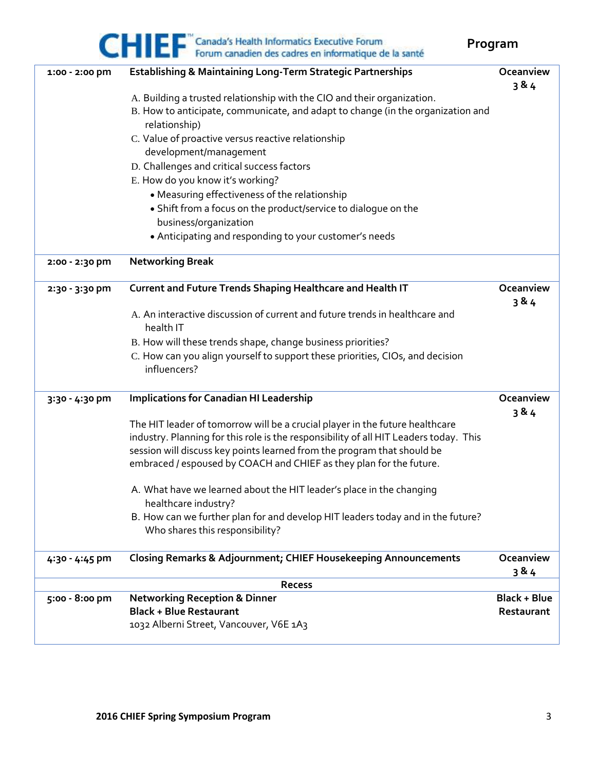| Time | Session | Location |
|---|---|---|
| 1:00 - 2:00 pm | **Establishing & Maintaining Long-Term Strategic Partnerships**<br><br>A. Building a trusted relationship with the CIO and their organization.<br>B. How to anticipate, communicate, and adapt to change (in the organization and relationship)<br>C. Value of proactive versus reactive relationship development/management<br>D. Challenges and critical success factors<br>E. How do you know it's working?<br>• Measuring effectiveness of the relationship<br>• Shift from a focus on the product/service to dialogue on the business/organization<br>• Anticipating and responding to your customer's needs | **Oceanview 3 & 4** |
| 2:00 - 2:30 pm | **Networking Break** | |
| 2:30 - 3:30 pm | **Current and Future Trends Shaping Healthcare and Health IT**<br><br>A. An interactive discussion of current and future trends in healthcare and health IT<br>B. How will these trends shape, change business priorities?<br>C. How can you align yourself to support these priorities, CIOs, and decision influencers? | **Oceanview 3 & 4** |
| 3:30 - 4:30 pm | **Implications for Canadian HI Leadership**<br><br>The HIT leader of tomorrow will be a crucial player in the future healthcare industry. Planning for this role is the responsibility of all HIT Leaders today. This session will discuss key points learned from the program that should be embraced / espoused by COACH and CHIEF as they plan for the future.<br><br>A. What have we learned about the HIT leader's place in the changing healthcare industry?<br>B. How can we further plan for and develop HIT leaders today and in the future? Who shares this responsibility? | **Oceanview 3 & 4** |
| 4:30 - 4:45 pm | **Closing Remarks & Adjournment; CHIEF Housekeeping Announcements** | **Oceanview 3 & 4** |
| | **Recess** | |
| 5:00 - 8:00 pm | **Networking Reception & Dinner**<br>**Black + Blue Restaurant**<br>1032 Alberni Street, Vancouver, V6E 1A3 | **Black + Blue Restaurant** |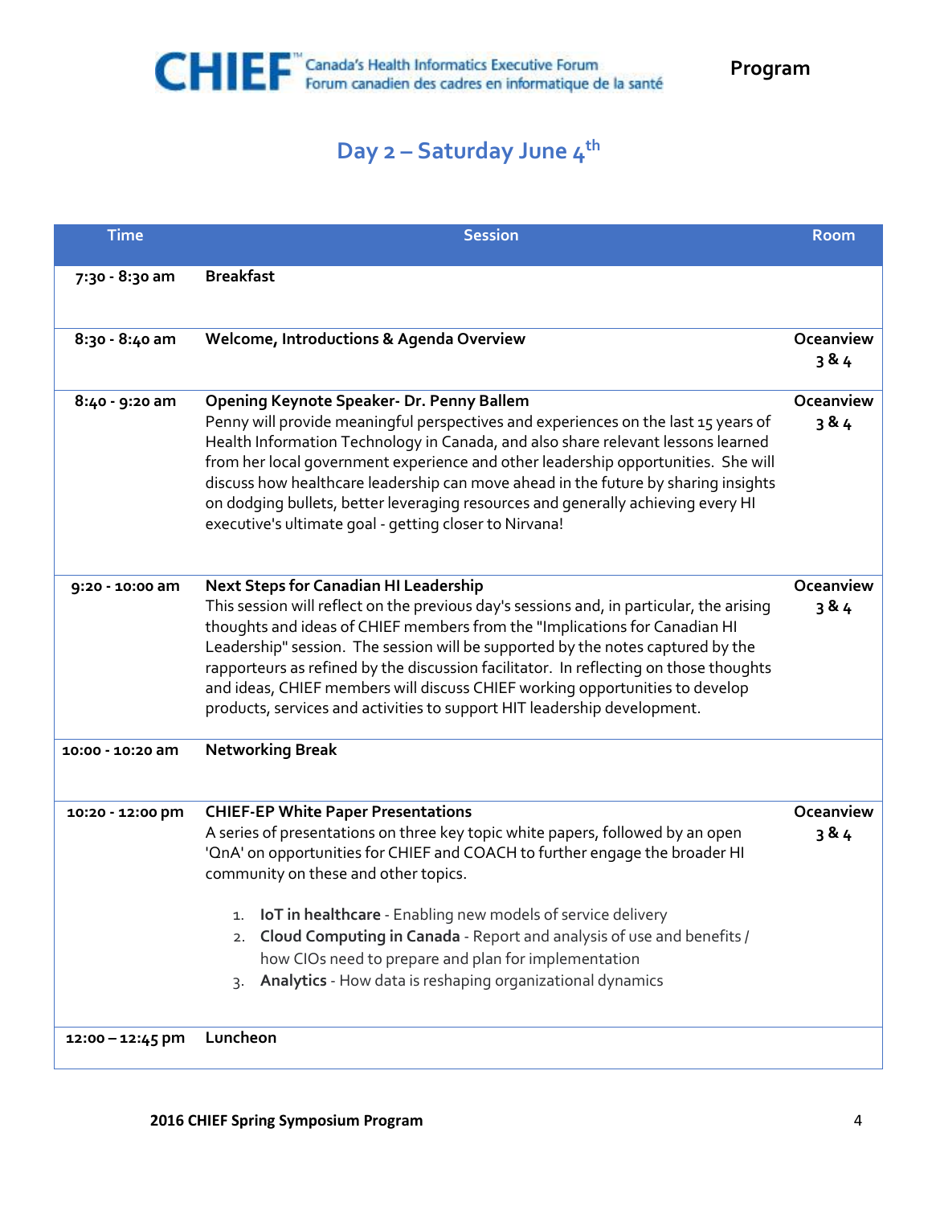CHIEF™ Canada's Health Informatics Executive Forum
Forum canadien des cadres en informatique de la santé

**Program**

## Day 2 – Saturday June 4th

| Time | Session | Room |
|---|---|---|
| 7:30 - 8:30 am | **Breakfast** | |
| 8:30 - 8:40 am | **Welcome, Introductions & Agenda Overview** | **Oceanview 3 & 4** |
| 8:40 - 9:20 am | **Opening Keynote Speaker- Dr. Penny Ballem**<br>Penny will provide meaningful perspectives and experiences on the last 15 years of Health Information Technology in Canada, and also share relevant lessons learned from her local government experience and other leadership opportunities. She will discuss how healthcare leadership can move ahead in the future by sharing insights on dodging bullets, better leveraging resources and generally achieving every HI executive's ultimate goal - getting closer to Nirvana! | **Oceanview 3 & 4** |
| 9:20 - 10:00 am | **Next Steps for Canadian HI Leadership**<br>This session will reflect on the previous day's sessions and, in particular, the arising thoughts and ideas of CHIEF members from the "Implications for Canadian HI Leadership" session. The session will be supported by the notes captured by the rapporteurs as refined by the discussion facilitator. In reflecting on those thoughts and ideas, CHIEF members will discuss CHIEF working opportunities to develop products, services and activities to support HIT leadership development. | **Oceanview 3 & 4** |
| 10:00 - 10:20 am | **Networking Break** | |
| 10:20 - 12:00 pm | **CHIEF-EP White Paper Presentations**<br>A series of presentations on three key topic white papers, followed by an open 'QnA' on opportunities for CHIEF and COACH to further engage the broader HI community on these and other topics.<br>1. **IoT in healthcare** - Enabling new models of service delivery<br>2. **Cloud Computing in Canada** - Report and analysis of use and benefits / how CIOs need to prepare and plan for implementation<br>3. **Analytics** - How data is reshaping organizational dynamics | **Oceanview 3 & 4** |
| 12:00 – 12:45 pm | **Luncheon** | |

**2016 CHIEF Spring Symposium Program**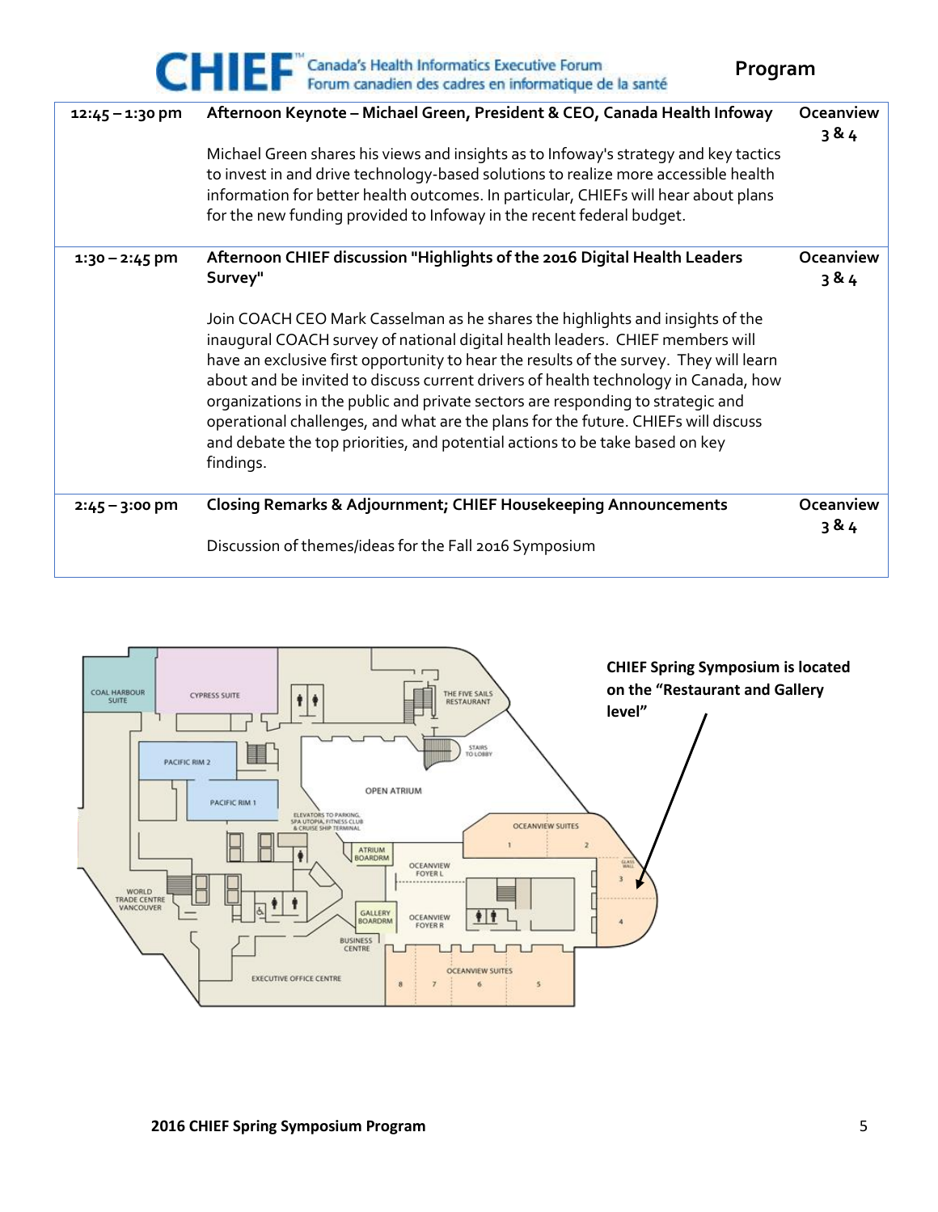| Time | Session | Location |
|---|---|---|
| 12:45 – 1:30 pm | **Afternoon Keynote – Michael Green, President & CEO, Canada Health Infoway**<br><br>Michael Green shares his views and insights as to Infoway's strategy and key tactics to invest in and drive technology-based solutions to realize more accessible health information for better health outcomes. In particular, CHIEFs will hear about plans for the new funding provided to Infoway in the recent federal budget. | Oceanview 3 & 4 |
| 1:30 – 2:45 pm | **Afternoon CHIEF discussion "Highlights of the 2016 Digital Health Leaders Survey"**<br><br>Join COACH CEO Mark Casselman as he shares the highlights and insights of the inaugural COACH survey of national digital health leaders. CHIEF members will have an exclusive first opportunity to hear the results of the survey. They will learn about and be invited to discuss current drivers of health technology in Canada, how organizations in the public and private sectors are responding to strategic and operational challenges, and what are the plans for the future. CHIEFs will discuss and debate the top priorities, and potential actions to be take based on key findings. | Oceanview 3 & 4 |
| 2:45 – 3:00 pm | **Closing Remarks & Adjournment; CHIEF Housekeeping Announcements**<br><br>Discussion of themes/ideas for the Fall 2016 Symposium | Oceanview 3 & 4 |

**CHIEF Spring Symposium is located on the "Restaurant and Gallery level"**

COAL HARBOUR SUITE
CYPRESS SUITE
THE FIVE SAILS RESTAURANT
STAIRS TO LOBBY
PACIFIC RIM 2
PACIFIC RIM 1
OPEN ATRIUM
ELEVATORS TO PARKING, SPA UTOPIA, FITNESS CLUB & CRUISE SHIP TERMINAL
OCEANVIEW SUITES 1 2 3 4
GLASS WALL
ATRIUM BOARDRM
OCEANVIEW FOYER L
WORLD TRADE CENTRE VANCOUVER
GALLERY BOARDRM
OCEANVIEW FOYER R
BUSINESS CENTRE
EXECUTIVE OFFICE CENTRE
OCEANVIEW SUITES 8 7 6 5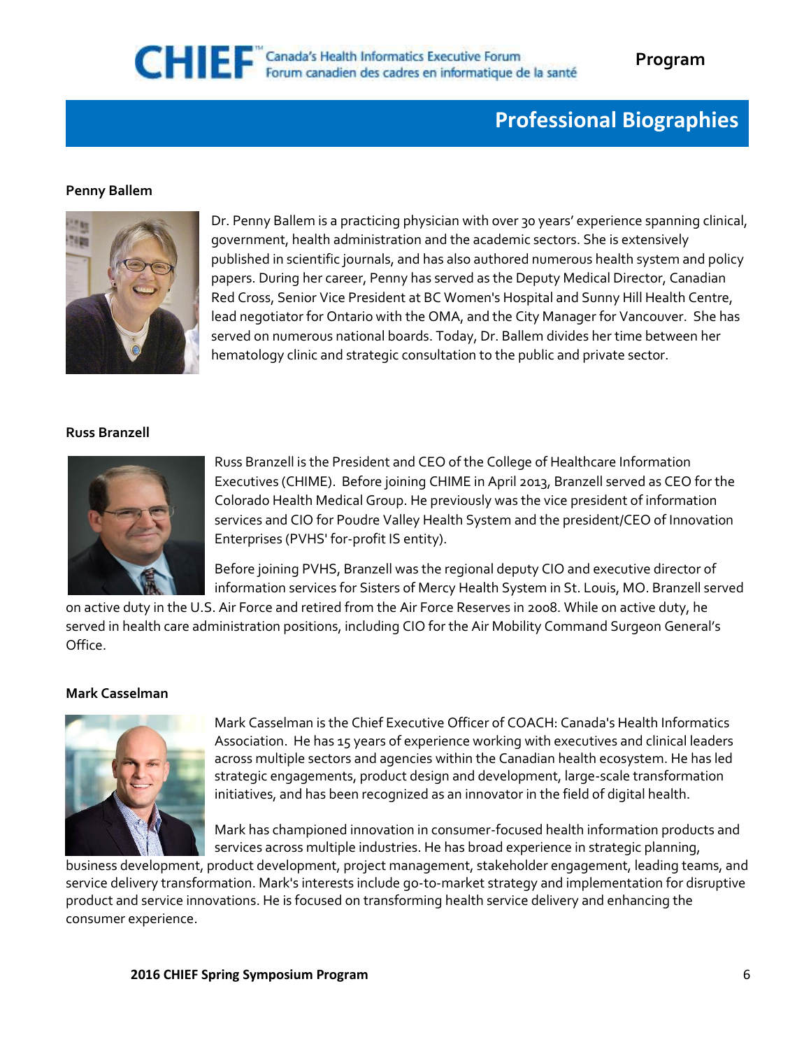# Professional Biographies

**Penny Ballem**

Dr. Penny Ballem is a practicing physician with over 30 years' experience spanning clinical, government, health administration and the academic sectors. She is extensively published in scientific journals, and has also authored numerous health system and policy papers. During her career, Penny has served as the Deputy Medical Director, Canadian Red Cross, Senior Vice President at BC Women's Hospital and Sunny Hill Health Centre, lead negotiator for Ontario with the OMA, and the City Manager for Vancouver. She has served on numerous national boards. Today, Dr. Ballem divides her time between her hematology clinic and strategic consultation to the public and private sector.

**Russ Branzell**

Russ Branzell is the President and CEO of the College of Healthcare Information Executives (CHIME). Before joining CHIME in April 2013, Branzell served as CEO for the Colorado Health Medical Group. He previously was the vice president of information services and CIO for Poudre Valley Health System and the president/CEO of Innovation Enterprises (PVHS' for-profit IS entity).

Before joining PVHS, Branzell was the regional deputy CIO and executive director of information services for Sisters of Mercy Health System in St. Louis, MO. Branzell served on active duty in the U.S. Air Force and retired from the Air Force Reserves in 2008. While on active duty, he served in health care administration positions, including CIO for the Air Mobility Command Surgeon General's Office.

**Mark Casselman**

Mark Casselman is the Chief Executive Officer of COACH: Canada's Health Informatics Association. He has 15 years of experience working with executives and clinical leaders across multiple sectors and agencies within the Canadian health ecosystem. He has led strategic engagements, product design and development, large-scale transformation initiatives, and has been recognized as an innovator in the field of digital health.

Mark has championed innovation in consumer-focused health information products and services across multiple industries. He has broad experience in strategic planning, business development, product development, project management, stakeholder engagement, leading teams, and service delivery transformation. Mark's interests include go-to-market strategy and implementation for disruptive product and service innovations. He is focused on transforming health service delivery and enhancing the consumer experience.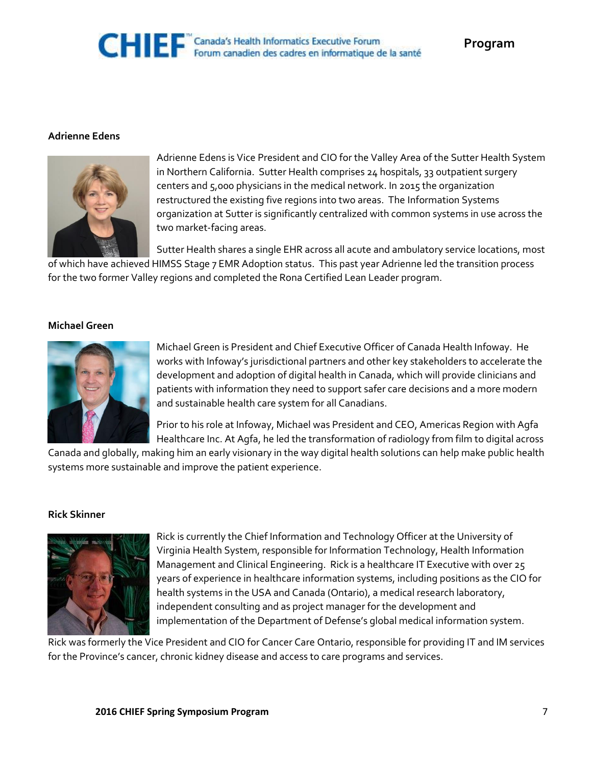### Adrienne Edens

Adrienne Edens is Vice President and CIO for the Valley Area of the Sutter Health System in Northern California. Sutter Health comprises 24 hospitals, 33 outpatient surgery centers and 5,000 physicians in the medical network. In 2015 the organization restructured the existing five regions into two areas. The Information Systems organization at Sutter is significantly centralized with common systems in use across the two market-facing areas.

Sutter Health shares a single EHR across all acute and ambulatory service locations, most of which have achieved HIMSS Stage 7 EMR Adoption status. This past year Adrienne led the transition process for the two former Valley regions and completed the Rona Certified Lean Leader program.

### Michael Green

Michael Green is President and Chief Executive Officer of Canada Health Infoway. He works with Infoway's jurisdictional partners and other key stakeholders to accelerate the development and adoption of digital health in Canada, which will provide clinicians and patients with information they need to support safer care decisions and a more modern and sustainable health care system for all Canadians.

Prior to his role at Infoway, Michael was President and CEO, Americas Region with Agfa Healthcare Inc. At Agfa, he led the transformation of radiology from film to digital across Canada and globally, making him an early visionary in the way digital health solutions can help make public health systems more sustainable and improve the patient experience.

### Rick Skinner

Rick is currently the Chief Information and Technology Officer at the University of Virginia Health System, responsible for Information Technology, Health Information Management and Clinical Engineering. Rick is a healthcare IT Executive with over 25 years of experience in healthcare information systems, including positions as the CIO for health systems in the USA and Canada (Ontario), a medical research laboratory, independent consulting and as project manager for the development and implementation of the Department of Defense's global medical information system.

Rick was formerly the Vice President and CIO for Cancer Care Ontario, responsible for providing IT and IM services for the Province's cancer, chronic kidney disease and access to care programs and services.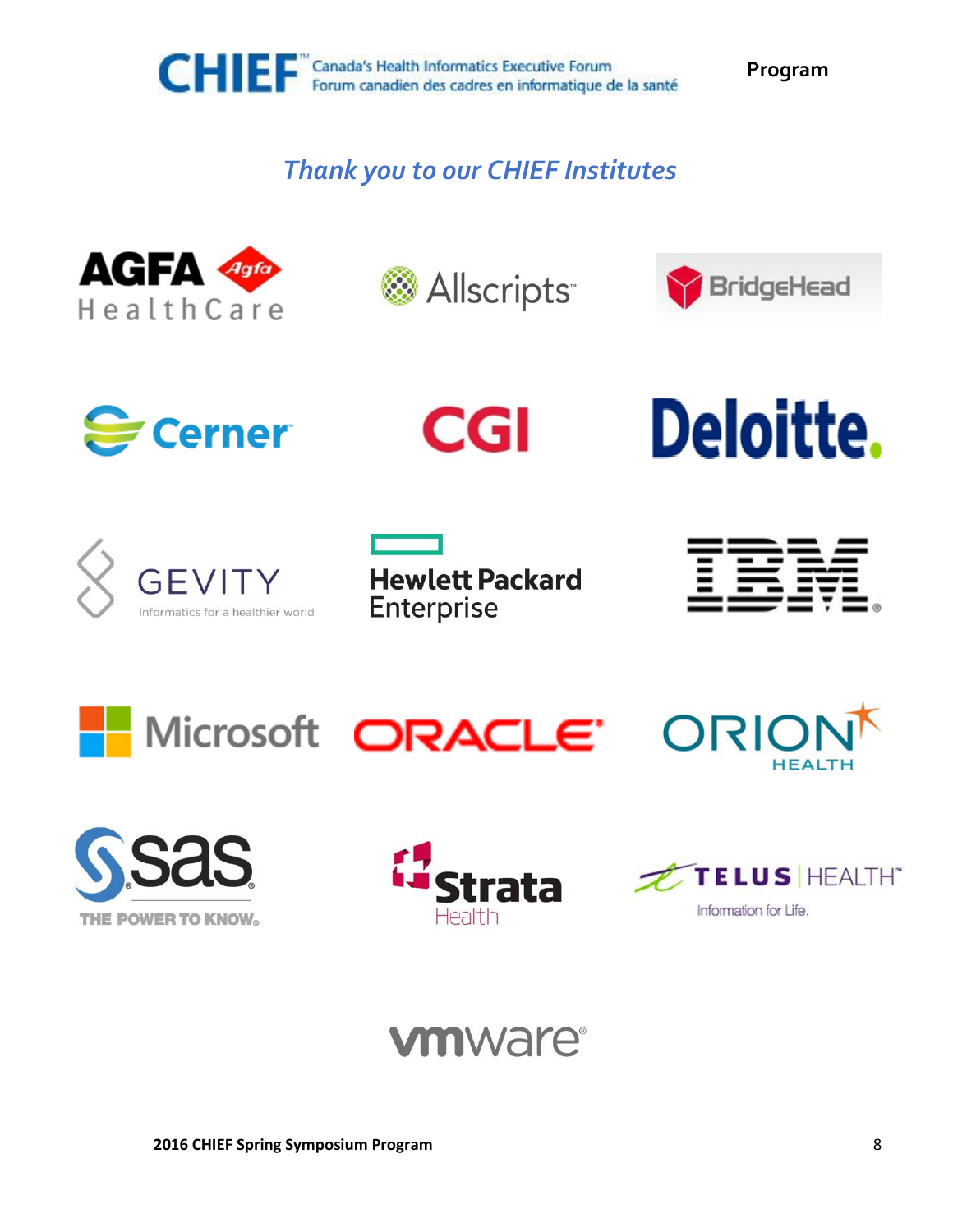*Thank you to our CHIEF Institutes*

AGFA HealthCare

Allscripts

BridgeHead

Cerner

CGI

Deloitte.

GEVITY
Informatics for a healthier world

Hewlett Packard Enterprise

IBM

Microsoft

ORACLE

ORION HEALTH

sas
THE POWER TO KNOW.

Strata Health

TELUS HEALTH
Information for Life.

vmware